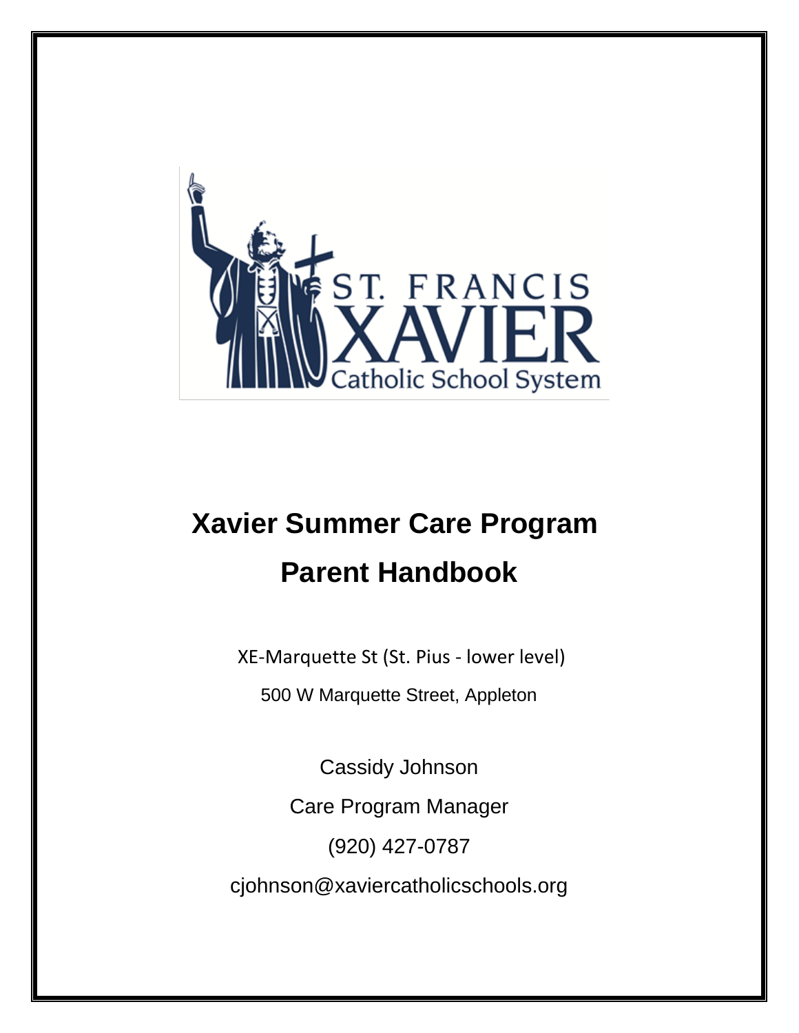ST. FRANCIS XAVIER

Catholic School System

# Xavier Summer Care Program

# Parent Handbook

XE-Marquette St (St. Pius - lower level)

500 W Marquette Street, Appleton

Cassidy Johnson

Care Program Manager

(920) 427-0787

cjohnson@xaviercatholicschools.org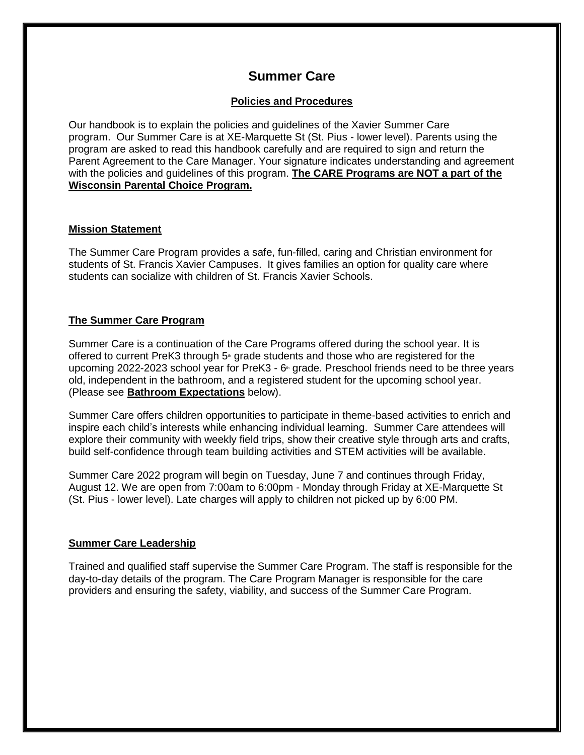# Summer Care

## Policies and Procedures

Our handbook is to explain the policies and guidelines of the Xavier Summer Care program. Our Summer Care is at XE-Marquette St (St. Pius - lower level). Parents using the program are asked to read this handbook carefully and are required to sign and return the Parent Agreement to the Care Manager. Your signature indicates understanding and agreement with the policies and guidelines of this program. **The CARE Programs are NOT a part of the Wisconsin Parental Choice Program.**

### Mission Statement

The Summer Care Program provides a safe, fun-filled, caring and Christian environment for students of St. Francis Xavier Campuses. It gives families an option for quality care where students can socialize with children of St. Francis Xavier Schools.

### The Summer Care Program

Summer Care is a continuation of the Care Programs offered during the school year. It is offered to current PreK3 through 5th grade students and those who are registered for the upcoming 2022-2023 school year for PreK3 - 6th grade. Preschool friends need to be three years old, independent in the bathroom, and a registered student for the upcoming school year. (Please see **Bathroom Expectations** below).

Summer Care offers children opportunities to participate in theme-based activities to enrich and inspire each child's interests while enhancing individual learning. Summer Care attendees will explore their community with weekly field trips, show their creative style through arts and crafts, build self-confidence through team building activities and STEM activities will be available.

Summer Care 2022 program will begin on Tuesday, June 7 and continues through Friday, August 12. We are open from 7:00am to 6:00pm - Monday through Friday at XE-Marquette St (St. Pius - lower level). Late charges will apply to children not picked up by 6:00 PM.

### Summer Care Leadership

Trained and qualified staff supervise the Summer Care Program. The staff is responsible for the day-to-day details of the program. The Care Program Manager is responsible for the care providers and ensuring the safety, viability, and success of the Summer Care Program.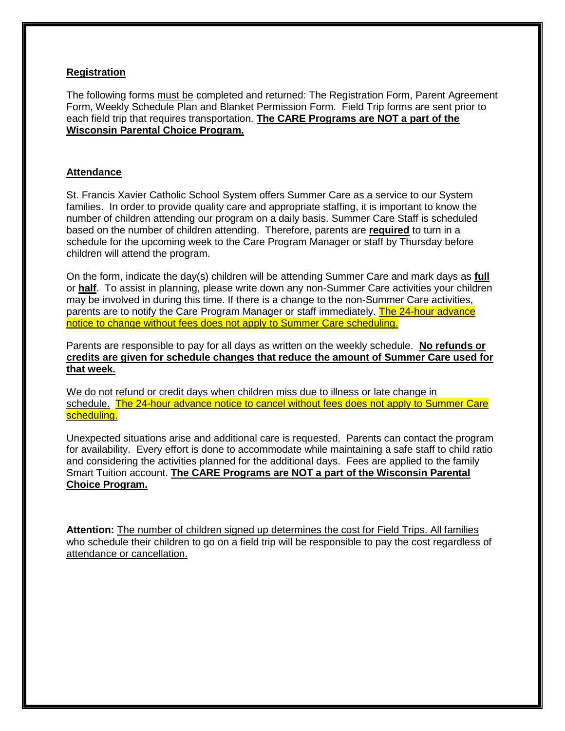## Registration

The following forms must be completed and returned: The Registration Form, Parent Agreement Form, Weekly Schedule Plan and Blanket Permission Form. Field Trip forms are sent prior to each field trip that requires transportation. **The CARE Programs are NOT a part of the Wisconsin Parental Choice Program.**

## Attendance

St. Francis Xavier Catholic School System offers Summer Care as a service to our System families. In order to provide quality care and appropriate staffing, it is important to know the number of children attending our program on a daily basis. Summer Care Staff is scheduled based on the number of children attending. Therefore, parents are **required** to turn in a schedule for the upcoming week to the Care Program Manager or staff by Thursday before children will attend the program.

On the form, indicate the day(s) children will be attending Summer Care and mark days as **full** or **half**. To assist in planning, please write down any non-Summer Care activities your children may be involved in during this time. If there is a change to the non-Summer Care activities, parents are to notify the Care Program Manager or staff immediately. The 24-hour advance notice to change without fees does not apply to Summer Care scheduling.

Parents are responsible to pay for all days as written on the weekly schedule. **No refunds or credits are given for schedule changes that reduce the amount of Summer Care used for that week.**

We do not refund or credit days when children miss due to illness or late change in schedule. The 24-hour advance notice to cancel without fees does not apply to Summer Care scheduling.

Unexpected situations arise and additional care is requested. Parents can contact the program for availability. Every effort is done to accommodate while maintaining a safe staff to child ratio and considering the activities planned for the additional days. Fees are applied to the family Smart Tuition account. **The CARE Programs are NOT a part of the Wisconsin Parental Choice Program.**

**Attention:** The number of children signed up determines the cost for Field Trips. All families who schedule their children to go on a field trip will be responsible to pay the cost regardless of attendance or cancellation.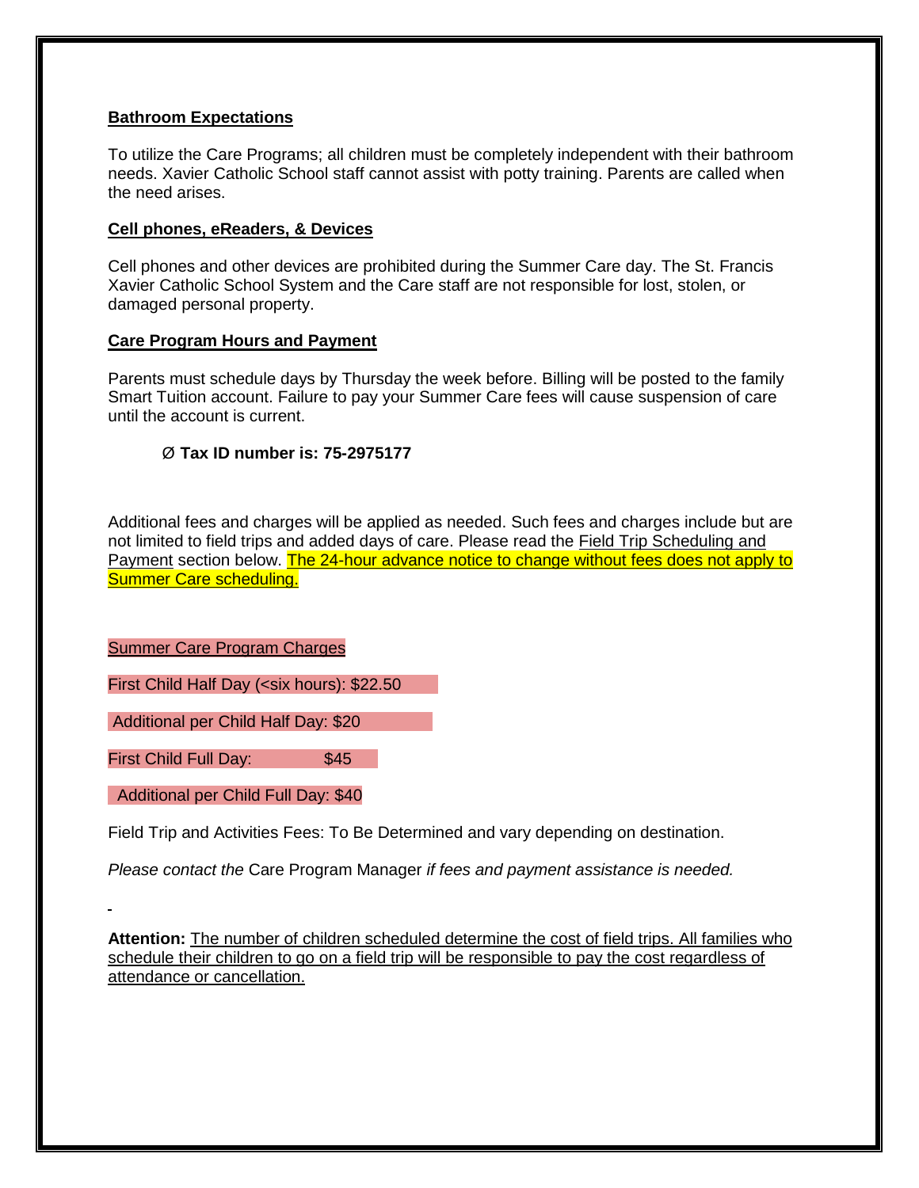**Bathroom Expectations**

To utilize the Care Programs; all children must be completely independent with their bathroom needs. Xavier Catholic School staff cannot assist with potty training. Parents are called when the need arises.

**Cell phones, eReaders, & Devices**

Cell phones and other devices are prohibited during the Summer Care day. The St. Francis Xavier Catholic School System and the Care staff are not responsible for lost, stolen, or damaged personal property.

**Care Program Hours and Payment**

Parents must schedule days by Thursday the week before. Billing will be posted to the family Smart Tuition account. Failure to pay your Summer Care fees will cause suspension of care until the account is current.

- **Tax ID number is: 75-2975177**

Additional fees and charges will be applied as needed. Such fees and charges include but are not limited to field trips and added days of care. Please read the Field Trip Scheduling and Payment section below. The 24-hour advance notice to change without fees does not apply to Summer Care scheduling.

Summer Care Program Charges

First Child Half Day (<six hours): $22.50

Additional per Child Half Day: $20

First Child Full Day: $45

Additional per Child Full Day: $40

Field Trip and Activities Fees: To Be Determined and vary depending on destination.

*Please contact the* Care Program Manager *if fees and payment assistance is needed.*

**Attention:** The number of children scheduled determine the cost of field trips. All families who schedule their children to go on a field trip will be responsible to pay the cost regardless of attendance or cancellation.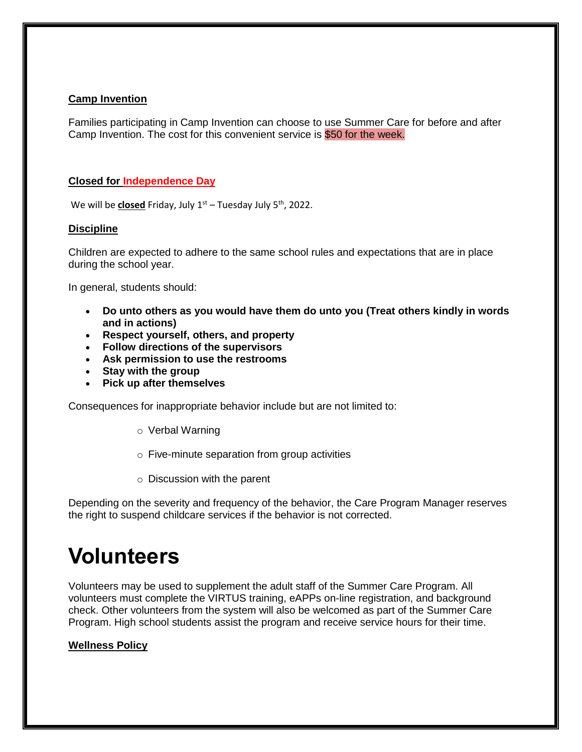**Camp Invention**

Families participating in Camp Invention can choose to use Summer Care for before and after Camp Invention. The cost for this convenient service is $50 for the week.

**Closed for Independence Day**

We will be **closed** Friday, July 1st – Tuesday July 5th, 2022.

**Discipline**

Children are expected to adhere to the same school rules and expectations that are in place during the school year.

In general, students should:

- **Do unto others as you would have them do unto you (Treat others kindly in words and in actions)**
- **Respect yourself, others, and property**
- **Follow directions of the supervisors**
- **Ask permission to use the restrooms**
- **Stay with the group**
- **Pick up after themselves**

Consequences for inappropriate behavior include but are not limited to:

- Verbal Warning
- Five-minute separation from group activities
- Discussion with the parent

Depending on the severity and frequency of the behavior, the Care Program Manager reserves the right to suspend childcare services if the behavior is not corrected.

# Volunteers

Volunteers may be used to supplement the adult staff of the Summer Care Program. All volunteers must complete the VIRTUS training, eAPPs on-line registration, and background check. Other volunteers from the system will also be welcomed as part of the Summer Care Program. High school students assist the program and receive service hours for their time.

**Wellness Policy**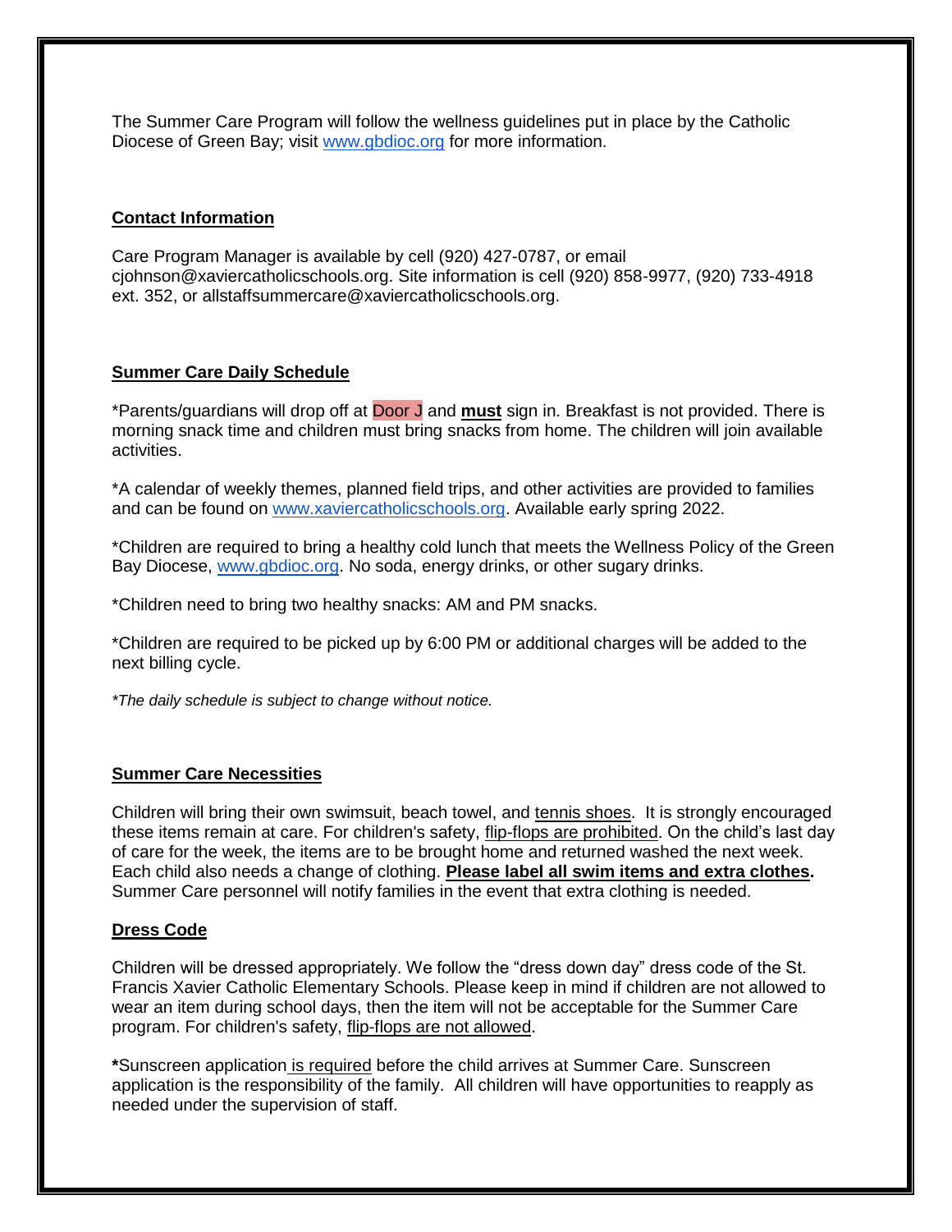The Summer Care Program will follow the wellness guidelines put in place by the Catholic Diocese of Green Bay; visit www.gbdioc.org for more information.

## Contact Information

Care Program Manager is available by cell (920) 427-0787, or email cjohnson@xaviercatholicschools.org. Site information is cell (920) 858-9977, (920) 733-4918 ext. 352, or allstaffsummercare@xaviercatholicschools.org.

## Summer Care Daily Schedule

*Parents/guardians will drop off at Door J and **must** sign in. Breakfast is not provided. There is morning snack time and children must bring snacks from home. The children will join available activities.

*A calendar of weekly themes, planned field trips, and other activities are provided to families and can be found on www.xaviercatholicschools.org. Available early spring 2022.

*Children are required to bring a healthy cold lunch that meets the Wellness Policy of the Green Bay Diocese, www.gbdioc.org. No soda, energy drinks, or other sugary drinks.

*Children need to bring two healthy snacks: AM and PM snacks.

*Children are required to be picked up by 6:00 PM or additional charges will be added to the next billing cycle.

*\*The daily schedule is subject to change without notice.*

## Summer Care Necessities

Children will bring their own swimsuit, beach towel, and tennis shoes. It is strongly encouraged these items remain at care. For children's safety, flip-flops are prohibited. On the child's last day of care for the week, the items are to be brought home and returned washed the next week. Each child also needs a change of clothing. **Please label all swim items and extra clothes.** Summer Care personnel will notify families in the event that extra clothing is needed.

## Dress Code

Children will be dressed appropriately. We follow the "dress down day" dress code of the St. Francis Xavier Catholic Elementary Schools. Please keep in mind if children are not allowed to wear an item during school days, then the item will not be acceptable for the Summer Care program. For children's safety, flip-flops are not allowed.

**\***Sunscreen application is required before the child arrives at Summer Care. Sunscreen application is the responsibility of the family. All children will have opportunities to reapply as needed under the supervision of staff.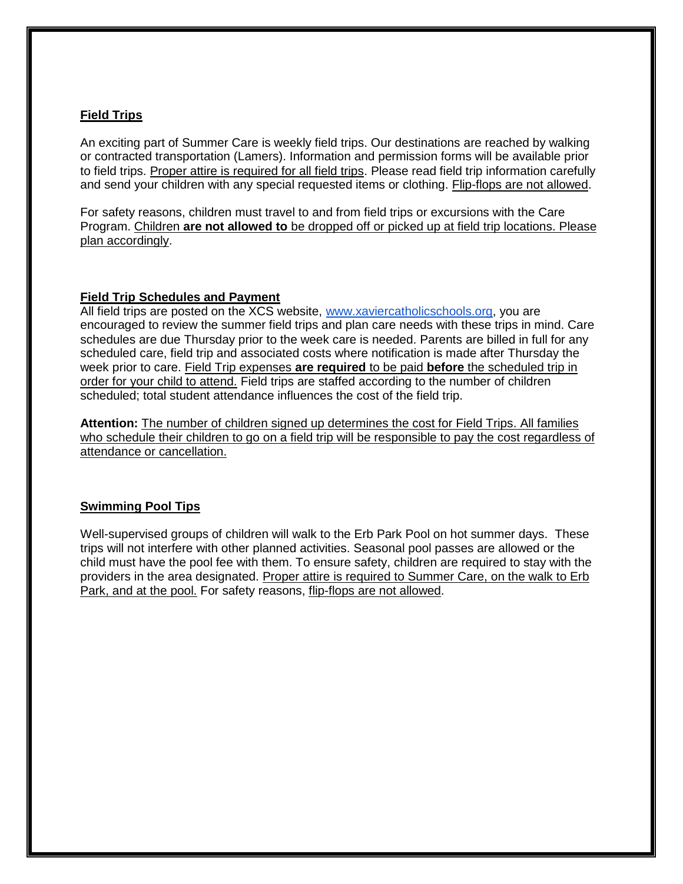## Field Trips

An exciting part of Summer Care is weekly field trips. Our destinations are reached by walking or contracted transportation (Lamers). Information and permission forms will be available prior to field trips. Proper attire is required for all field trips. Please read field trip information carefully and send your children with any special requested items or clothing. Flip-flops are not allowed.

For safety reasons, children must travel to and from field trips or excursions with the Care Program. Children **are not allowed to** be dropped off or picked up at field trip locations. Please plan accordingly.

## Field Trip Schedules and Payment

All field trips are posted on the XCS website, [www.xaviercatholicschools.org](http://www.xaviercatholicschools.org), you are encouraged to review the summer field trips and plan care needs with these trips in mind. Care schedules are due Thursday prior to the week care is needed. Parents are billed in full for any scheduled care, field trip and associated costs where notification is made after Thursday the week prior to care. Field Trip expenses **are required** to be paid **before** the scheduled trip in order for your child to attend. Field trips are staffed according to the number of children scheduled; total student attendance influences the cost of the field trip.

**Attention:** The number of children signed up determines the cost for Field Trips. All families who schedule their children to go on a field trip will be responsible to pay the cost regardless of attendance or cancellation.

## Swimming Pool Tips

Well-supervised groups of children will walk to the Erb Park Pool on hot summer days. These trips will not interfere with other planned activities. Seasonal pool passes are allowed or the child must have the pool fee with them. To ensure safety, children are required to stay with the providers in the area designated. Proper attire is required to Summer Care, on the walk to Erb Park, and at the pool. For safety reasons, flip-flops are not allowed.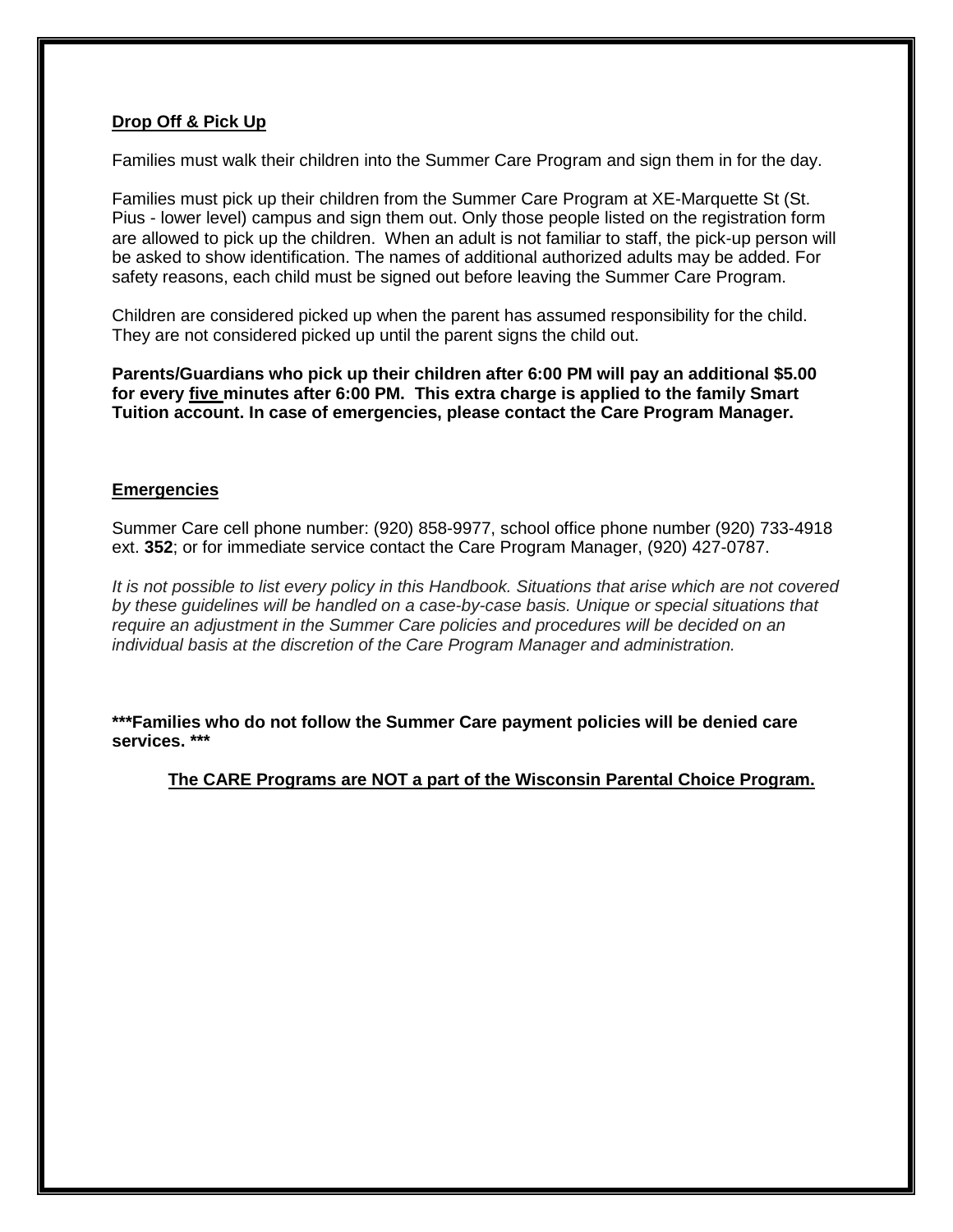## Drop Off & Pick Up

Families must walk their children into the Summer Care Program and sign them in for the day.

Families must pick up their children from the Summer Care Program at XE-Marquette St (St. Pius - lower level) campus and sign them out. Only those people listed on the registration form are allowed to pick up the children. When an adult is not familiar to staff, the pick-up person will be asked to show identification. The names of additional authorized adults may be added. For safety reasons, each child must be signed out before leaving the Summer Care Program.

Children are considered picked up when the parent has assumed responsibility for the child. They are not considered picked up until the parent signs the child out.

**Parents/Guardians who pick up their children after 6:00 PM will pay an additional $5.00 for every five minutes after 6:00 PM. This extra charge is applied to the family Smart Tuition account. In case of emergencies, please contact the Care Program Manager.**

## Emergencies

Summer Care cell phone number: (920) 858-9977, school office phone number (920) 733-4918 ext. **352**; or for immediate service contact the Care Program Manager, (920) 427-0787.

*It is not possible to list every policy in this Handbook. Situations that arise which are not covered by these guidelines will be handled on a case-by-case basis. Unique or special situations that require an adjustment in the Summer Care policies and procedures will be decided on an individual basis at the discretion of the Care Program Manager and administration.*

**\*\*\*Families who do not follow the Summer Care payment policies will be denied care services. \*\*\***

**The CARE Programs are NOT a part of the Wisconsin Parental Choice Program.**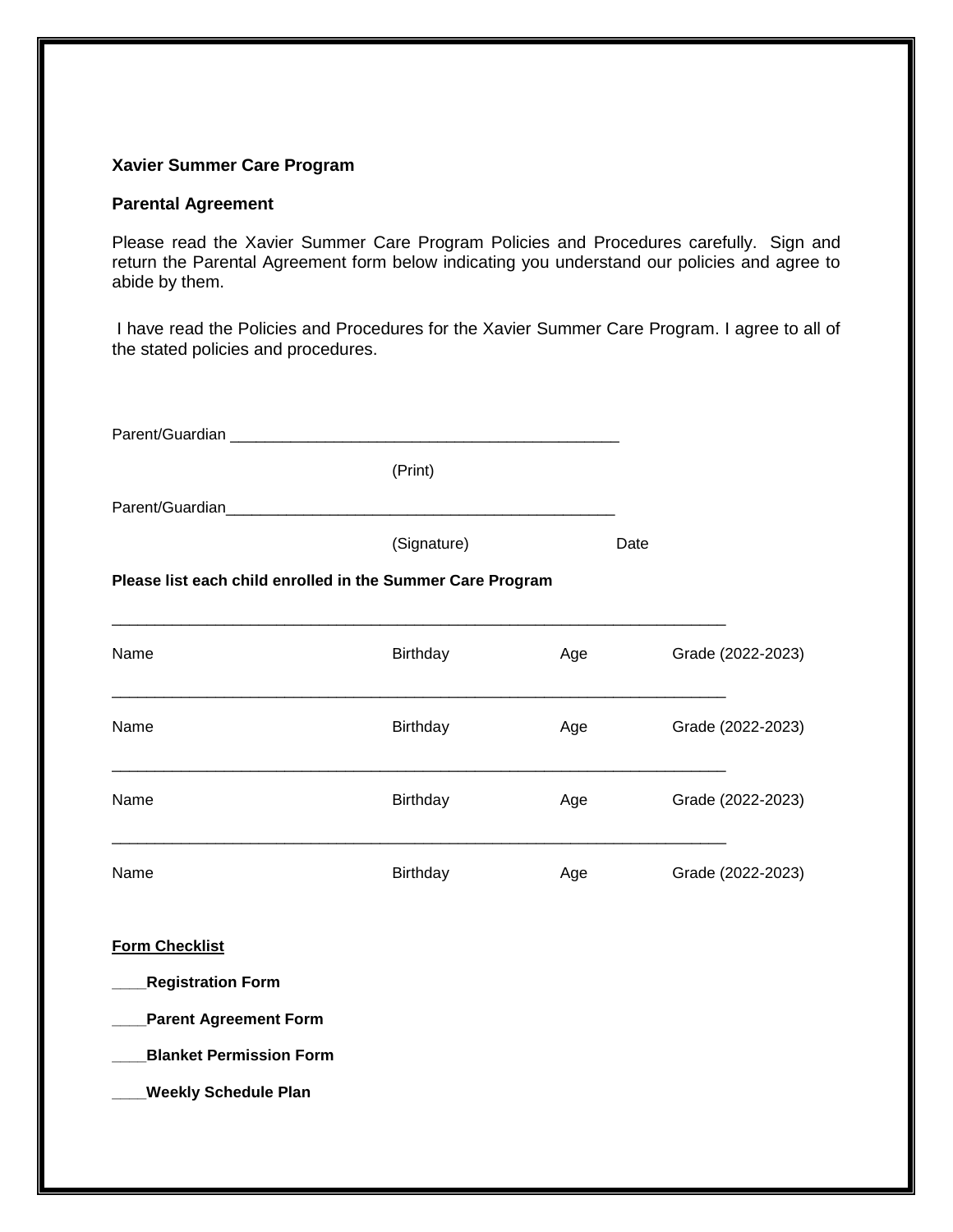**Xavier Summer Care Program**

**Parental Agreement**

Please read the Xavier Summer Care Program Policies and Procedures carefully. Sign and return the Parental Agreement form below indicating you understand our policies and agree to abide by them.

I have read the Policies and Procedures for the Xavier Summer Care Program. I agree to all of the stated policies and procedures.

Parent/Guardian _____________________________________________

(Print)

Parent/Guardian_____________________________________________

(Signature) Date

**Please list each child enrolled in the Summer Care Program**

_______________________________________________________________________

Name Birthday Age Grade (2022-2023)

_______________________________________________________________________

Name Birthday Age Grade (2022-2023)

_______________________________________________________________________

Name Birthday Age Grade (2022-2023)

_______________________________________________________________________

Name Birthday Age Grade (2022-2023)

**Form Checklist**

____**Registration Form**

____**Parent Agreement Form**

____**Blanket Permission Form**

____**Weekly Schedule Plan**